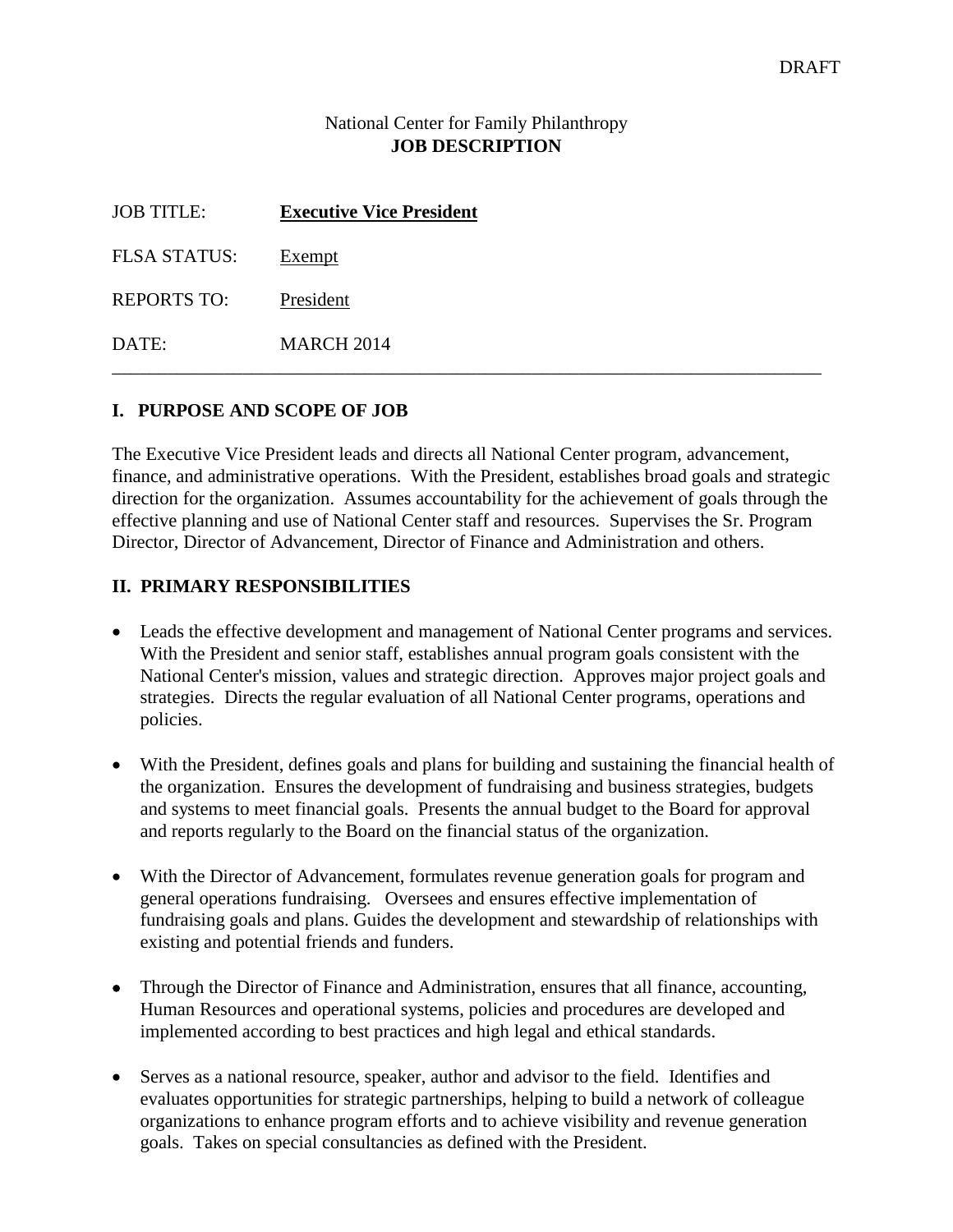DRAFT

National Center for Family Philanthropy
**JOB DESCRIPTION**

JOB TITLE: **Executive Vice President**

FLSA STATUS: Exempt

REPORTS TO: President

DATE: MARCH 2014

---

## I. PURPOSE AND SCOPE OF JOB

The Executive Vice President leads and directs all National Center program, advancement, finance, and administrative operations. With the President, establishes broad goals and strategic direction for the organization. Assumes accountability for the achievement of goals through the effective planning and use of National Center staff and resources. Supervises the Sr. Program Director, Director of Advancement, Director of Finance and Administration and others.

## II. PRIMARY RESPONSIBILITIES

- Leads the effective development and management of National Center programs and services. With the President and senior staff, establishes annual program goals consistent with the National Center's mission, values and strategic direction. Approves major project goals and strategies. Directs the regular evaluation of all National Center programs, operations and policies.
- With the President, defines goals and plans for building and sustaining the financial health of the organization. Ensures the development of fundraising and business strategies, budgets and systems to meet financial goals. Presents the annual budget to the Board for approval and reports regularly to the Board on the financial status of the organization.
- With the Director of Advancement, formulates revenue generation goals for program and general operations fundraising. Oversees and ensures effective implementation of fundraising goals and plans. Guides the development and stewardship of relationships with existing and potential friends and funders.
- Through the Director of Finance and Administration, ensures that all finance, accounting, Human Resources and operational systems, policies and procedures are developed and implemented according to best practices and high legal and ethical standards.
- Serves as a national resource, speaker, author and advisor to the field. Identifies and evaluates opportunities for strategic partnerships, helping to build a network of colleague organizations to enhance program efforts and to achieve visibility and revenue generation goals. Takes on special consultancies as defined with the President.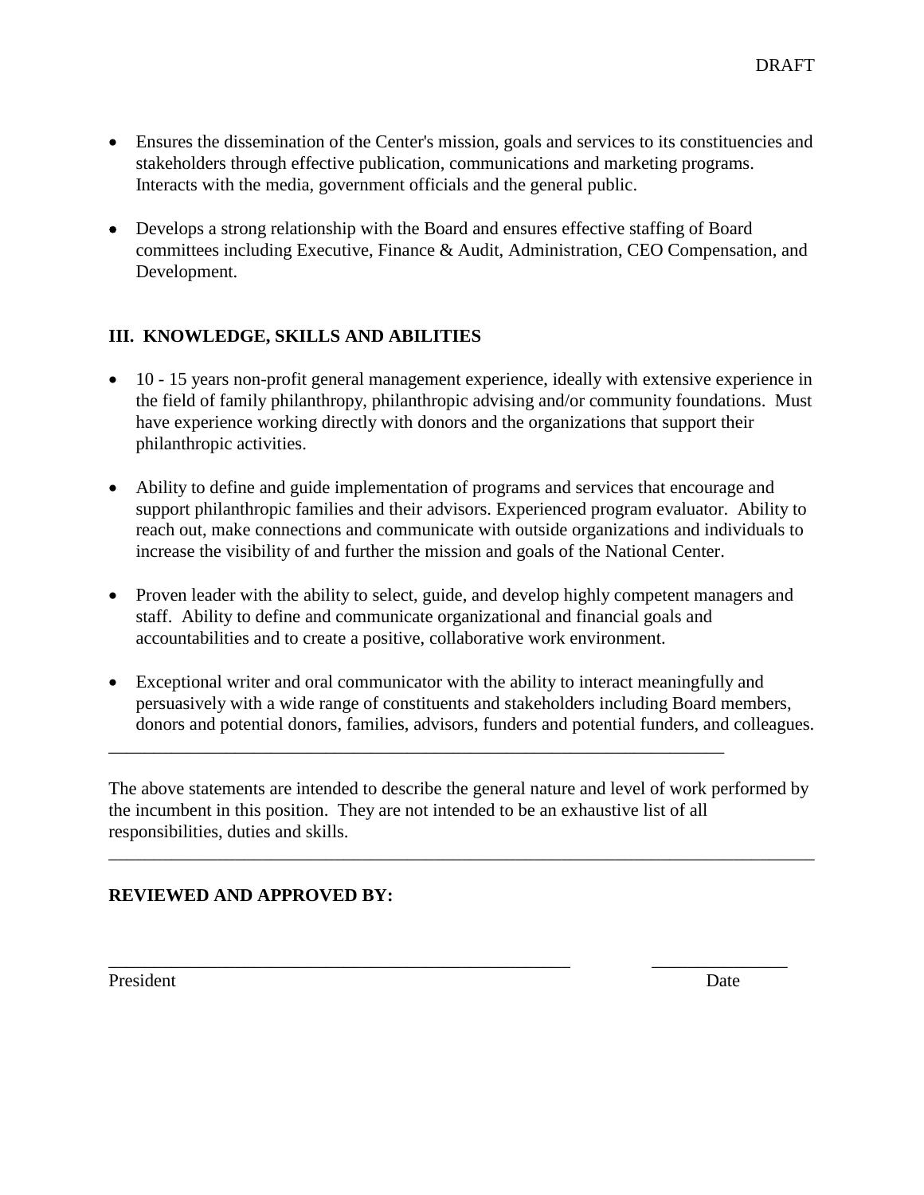- Ensures the dissemination of the Center's mission, goals and services to its constituencies and stakeholders through effective publication, communications and marketing programs. Interacts with the media, government officials and the general public.

- Develops a strong relationship with the Board and ensures effective staffing of Board committees including Executive, Finance & Audit, Administration, CEO Compensation, and Development.

## III. KNOWLEDGE, SKILLS AND ABILITIES

- 10 - 15 years non-profit general management experience, ideally with extensive experience in the field of family philanthropy, philanthropic advising and/or community foundations. Must have experience working directly with donors and the organizations that support their philanthropic activities.

- Ability to define and guide implementation of programs and services that encourage and support philanthropic families and their advisors. Experienced program evaluator. Ability to reach out, make connections and communicate with outside organizations and individuals to increase the visibility of and further the mission and goals of the National Center.

- Proven leader with the ability to select, guide, and develop highly competent managers and staff. Ability to define and communicate organizational and financial goals and accountabilities and to create a positive, collaborative work environment.

- Exceptional writer and oral communicator with the ability to interact meaningfully and persuasively with a wide range of constituents and stakeholders including Board members, donors and potential donors, families, advisors, funders and potential funders, and colleagues.

---

The above statements are intended to describe the general nature and level of work performed by the incumbent in this position. They are not intended to be an exhaustive list of all responsibilities, duties and skills.

---

**REVIEWED AND APPROVED BY:**

_____________________________________________________ _______________

President Date